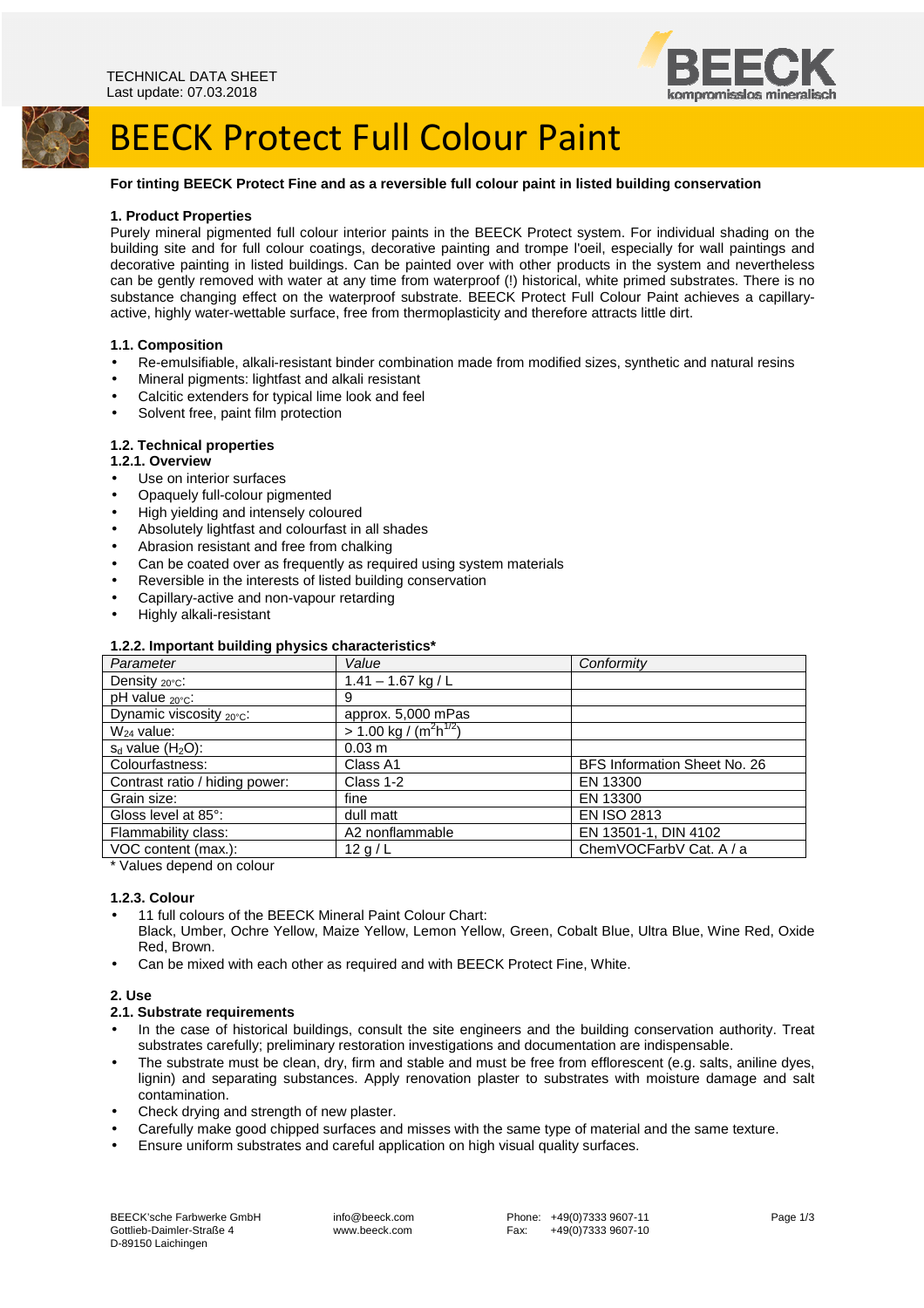TECHNICAL DATA SHEET
Last update: 07.03.2018

# BEECK Protect Full Colour Paint

**For tinting BEECK Protect Fine and as a reversible full colour paint in listed building conservation**

## 1. Product Properties

Purely mineral pigmented full colour interior paints in the BEECK Protect system. For individual shading on the building site and for full colour coatings, decorative painting and trompe l'oeil, especially for wall paintings and decorative painting in listed buildings. Can be painted over with other products in the system and nevertheless can be gently removed with water at any time from waterproof (!) historical, white primed substrates. There is no substance changing effect on the waterproof substrate. BEECK Protect Full Colour Paint achieves a capillary-active, highly water-wettable surface, free from thermoplasticity and therefore attracts little dirt.

### 1.1. Composition

- Re-emulsifiable, alkali-resistant binder combination made from modified sizes, synthetic and natural resins
- Mineral pigments: lightfast and alkali resistant
- Calcitic extenders for typical lime look and feel
- Solvent free, paint film protection

### 1.2. Technical properties

#### 1.2.1. Overview

- Use on interior surfaces
- Opaquely full-colour pigmented
- High yielding and intensely coloured
- Absolutely lightfast and colourfast in all shades
- Abrasion resistant and free from chalking
- Can be coated over as frequently as required using system materials
- Reversible in the interests of listed building conservation
- Capillary-active and non-vapour retarding
- Highly alkali-resistant

#### 1.2.2. Important building physics characteristics*

| Parameter | Value | Conformity |
|---|---|---|
| Density $_{20°C}$: | 1.41 – 1.67 kg / L | |
| pH value $_{20°C}$: | 9 | |
| Dynamic viscosity $_{20°C}$: | approx. 5,000 mPas | |
| $W_{24}$ value: | > 1.00 kg / ($m^2h^{1/2}$) | |
| $s_d$ value ($H_2O$): | 0.03 m | |
| Colourfastness: | Class A1 | BFS Information Sheet No. 26 |
| Contrast ratio / hiding power: | Class 1-2 | EN 13300 |
| Grain size: | fine | EN 13300 |
| Gloss level at 85°: | dull matt | EN ISO 2813 |
| Flammability class: | A2 nonflammable | EN 13501-1, DIN 4102 |
| VOC content (max.): | 12 g / L | ChemVOCFarbV Cat. A / a |

* Values depend on colour

#### 1.2.3. Colour

- 11 full colours of the BEECK Mineral Paint Colour Chart:
  Black, Umber, Ochre Yellow, Maize Yellow, Lemon Yellow, Green, Cobalt Blue, Ultra Blue, Wine Red, Oxide Red, Brown.
- Can be mixed with each other as required and with BEECK Protect Fine, White.

## 2. Use

### 2.1. Substrate requirements

- In the case of historical buildings, consult the site engineers and the building conservation authority. Treat substrates carefully; preliminary restoration investigations and documentation are indispensable.
- The substrate must be clean, dry, firm and stable and must be free from efflorescent (e.g. salts, aniline dyes, lignin) and separating substances. Apply renovation plaster to substrates with moisture damage and salt contamination.
- Check drying and strength of new plaster.
- Carefully make good chipped surfaces and misses with the same type of material and the same texture.
- Ensure uniform substrates and careful application on high visual quality surfaces.

BEECK'sche Farbwerke GmbH
Gottlieb-Daimler-Straße 4
D-89150 Laichingen

info@beeck.com
www.beeck.com

Phone: +49(0)7333 9607-11
Fax: +49(0)7333 9607-10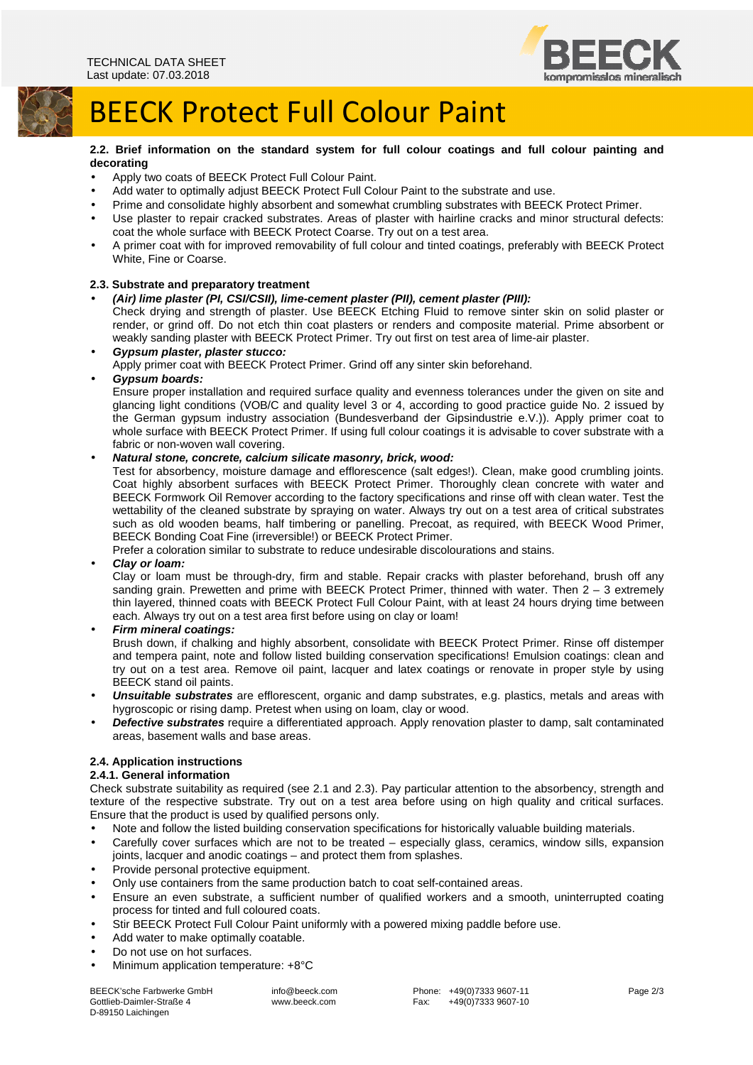# BEECK Protect Full Colour Paint

**2.2. Brief information on the standard system for full colour coatings and full colour painting and decorating**

- Apply two coats of BEECK Protect Full Colour Paint.
- Add water to optimally adjust BEECK Protect Full Colour Paint to the substrate and use.
- Prime and consolidate highly absorbent and somewhat crumbling substrates with BEECK Protect Primer.
- Use plaster to repair cracked substrates. Areas of plaster with hairline cracks and minor structural defects: coat the whole surface with BEECK Protect Coarse. Try out on a test area.
- A primer coat with for improved removability of full colour and tinted coatings, preferably with BEECK Protect White, Fine or Coarse.

**2.3. Substrate and preparatory treatment**

- ***(Air) lime plaster (PI, CSI/CSII), lime-cement plaster (PII), cement plaster (PIII):***
  Check drying and strength of plaster. Use BEECK Etching Fluid to remove sinter skin on solid plaster or render, or grind off. Do not etch thin coat plasters or renders and composite material. Prime absorbent or weakly sanding plaster with BEECK Protect Primer. Try out first on test area of lime-air plaster.
- ***Gypsum plaster, plaster stucco:***
  Apply primer coat with BEECK Protect Primer. Grind off any sinter skin beforehand.
- ***Gypsum boards:***
  Ensure proper installation and required surface quality and evenness tolerances under the given on site and glancing light conditions (VOB/C and quality level 3 or 4, according to good practice guide No. 2 issued by the German gypsum industry association (Bundesverband der Gipsindustrie e.V.)). Apply primer coat to whole surface with BEECK Protect Primer. If using full colour coatings it is advisable to cover substrate with a fabric or non-woven wall covering.
- ***Natural stone, concrete, calcium silicate masonry, brick, wood:***
  Test for absorbency, moisture damage and efflorescence (salt edges!). Clean, make good crumbling joints. Coat highly absorbent surfaces with BEECK Protect Primer. Thoroughly clean concrete with water and BEECK Formwork Oil Remover according to the factory specifications and rinse off with clean water. Test the wettability of the cleaned substrate by spraying on water. Always try out on a test area of critical substrates such as old wooden beams, half timbering or panelling. Precoat, as required, with BEECK Wood Primer, BEECK Bonding Coat Fine (irreversible!) or BEECK Protect Primer.
  Prefer a coloration similar to substrate to reduce undesirable discolourations and stains.
- ***Clay or loam:***
  Clay or loam must be through-dry, firm and stable. Repair cracks with plaster beforehand, brush off any sanding grain. Prewetten and prime with BEECK Protect Primer, thinned with water. Then 2 – 3 extremely thin layered, thinned coats with BEECK Protect Full Colour Paint, with at least 24 hours drying time between each. Always try out on a test area first before using on clay or loam!
- ***Firm mineral coatings:***
  Brush down, if chalking and highly absorbent, consolidate with BEECK Protect Primer. Rinse off distemper and tempera paint, note and follow listed building conservation specifications! Emulsion coatings: clean and try out on a test area. Remove oil paint, lacquer and latex coatings or renovate in proper style by using BEECK stand oil paints.
- ***Unsuitable substrates*** are efflorescent, organic and damp substrates, e.g. plastics, metals and areas with hygroscopic or rising damp. Pretest when using on loam, clay or wood.
- ***Defective substrates*** require a differentiated approach. Apply renovation plaster to damp, salt contaminated areas, basement walls and base areas.

**2.4. Application instructions**

**2.4.1. General information**

Check substrate suitability as required (see 2.1 and 2.3). Pay particular attention to the absorbency, strength and texture of the respective substrate. Try out on a test area before using on high quality and critical surfaces. Ensure that the product is used by qualified persons only.

- Note and follow the listed building conservation specifications for historically valuable building materials.
- Carefully cover surfaces which are not to be treated – especially glass, ceramics, window sills, expansion joints, lacquer and anodic coatings – and protect them from splashes.
- Provide personal protective equipment.
- Only use containers from the same production batch to coat self-contained areas.
- Ensure an even substrate, a sufficient number of qualified workers and a smooth, uninterrupted coating process for tinted and full coloured coats.
- Stir BEECK Protect Full Colour Paint uniformly with a powered mixing paddle before use.
- Add water to make optimally coatable.
- Do not use on hot surfaces.
- Minimum application temperature: +8°C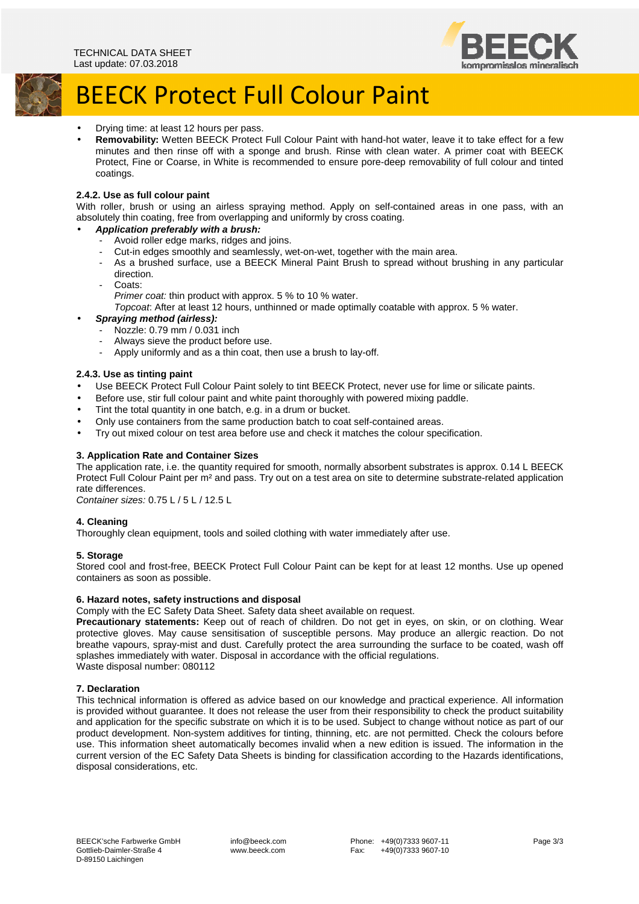# BEECK Protect Full Colour Paint

- Drying time: at least 12 hours per pass.
- **Removability:** Wetten BEECK Protect Full Colour Paint with hand-hot water, leave it to take effect for a few minutes and then rinse off with a sponge and brush. Rinse with clean water. A primer coat with BEECK Protect, Fine or Coarse, in White is recommended to ensure pore-deep removability of full colour and tinted coatings.

### 2.4.2. Use as full colour paint

With roller, brush or using an airless spraying method. Apply on self-contained areas in one pass, with an absolutely thin coating, free from overlapping and uniformly by cross coating.

- ***Application preferably with a brush:***
  - Avoid roller edge marks, ridges and joins.
  - Cut-in edges smoothly and seamlessly, wet-on-wet, together with the main area.
  - As a brushed surface, use a BEECK Mineral Paint Brush to spread without brushing in any particular direction.
  - Coats:
    *Primer coat:* thin product with approx. 5 % to 10 % water.
    *Topcoat*: After at least 12 hours, unthinned or made optimally coatable with approx. 5 % water.
- ***Spraying method (airless):***
  - Nozzle: 0.79 mm / 0.031 inch
  - Always sieve the product before use.
  - Apply uniformly and as a thin coat, then use a brush to lay-off.

### 2.4.3. Use as tinting paint

- Use BEECK Protect Full Colour Paint solely to tint BEECK Protect, never use for lime or silicate paints.
- Before use, stir full colour paint and white paint thoroughly with powered mixing paddle.
- Tint the total quantity in one batch, e.g. in a drum or bucket.
- Only use containers from the same production batch to coat self-contained areas.
- Try out mixed colour on test area before use and check it matches the colour specification.

## 3. Application Rate and Container Sizes

The application rate, i.e. the quantity required for smooth, normally absorbent substrates is approx. 0.14 L BEECK Protect Full Colour Paint per m² and pass. Try out on a test area on site to determine substrate-related application rate differences.
*Container sizes:* 0.75 L / 5 L / 12.5 L

## 4. Cleaning

Thoroughly clean equipment, tools and soiled clothing with water immediately after use.

## 5. Storage

Stored cool and frost-free, BEECK Protect Full Colour Paint can be kept for at least 12 months. Use up opened containers as soon as possible.

## 6. Hazard notes, safety instructions and disposal

Comply with the EC Safety Data Sheet. Safety data sheet available on request.
**Precautionary statements:** Keep out of reach of children. Do not get in eyes, on skin, or on clothing. Wear protective gloves. May cause sensitisation of susceptible persons. May produce an allergic reaction. Do not breathe vapours, spray-mist and dust. Carefully protect the area surrounding the surface to be coated, wash off splashes immediately with water. Disposal in accordance with the official regulations.
Waste disposal number: 080112

## 7. Declaration

This technical information is offered as advice based on our knowledge and practical experience. All information is provided without guarantee. It does not release the user from their responsibility to check the product suitability and application for the specific substrate on which it is to be used. Subject to change without notice as part of our product development. Non-system additives for tinting, thinning, etc. are not permitted. Check the colours before use. This information sheet automatically becomes invalid when a new edition is issued. The information in the current version of the EC Safety Data Sheets is binding for classification according to the Hazards identifications, disposal considerations, etc.